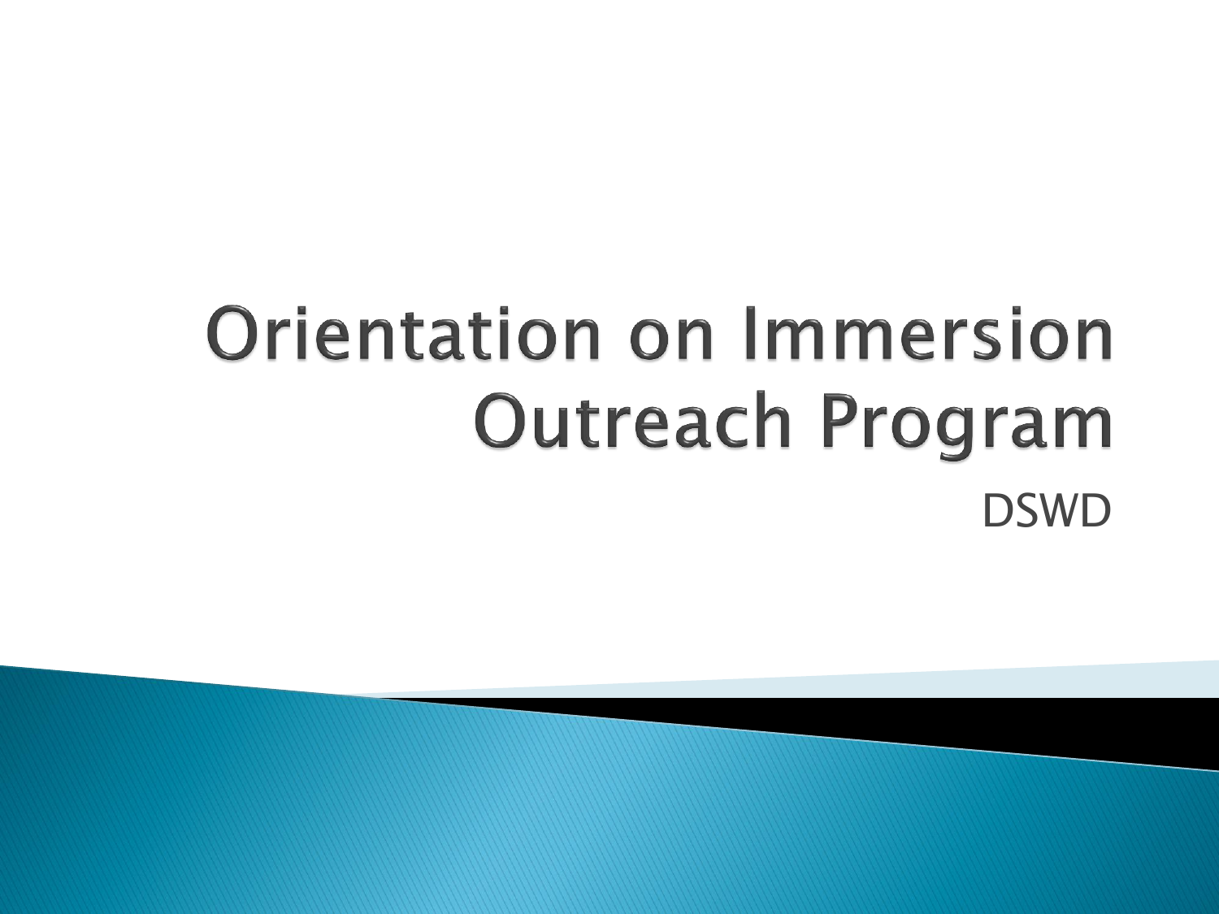# Orientation on Immersion Outreach Program

DSWD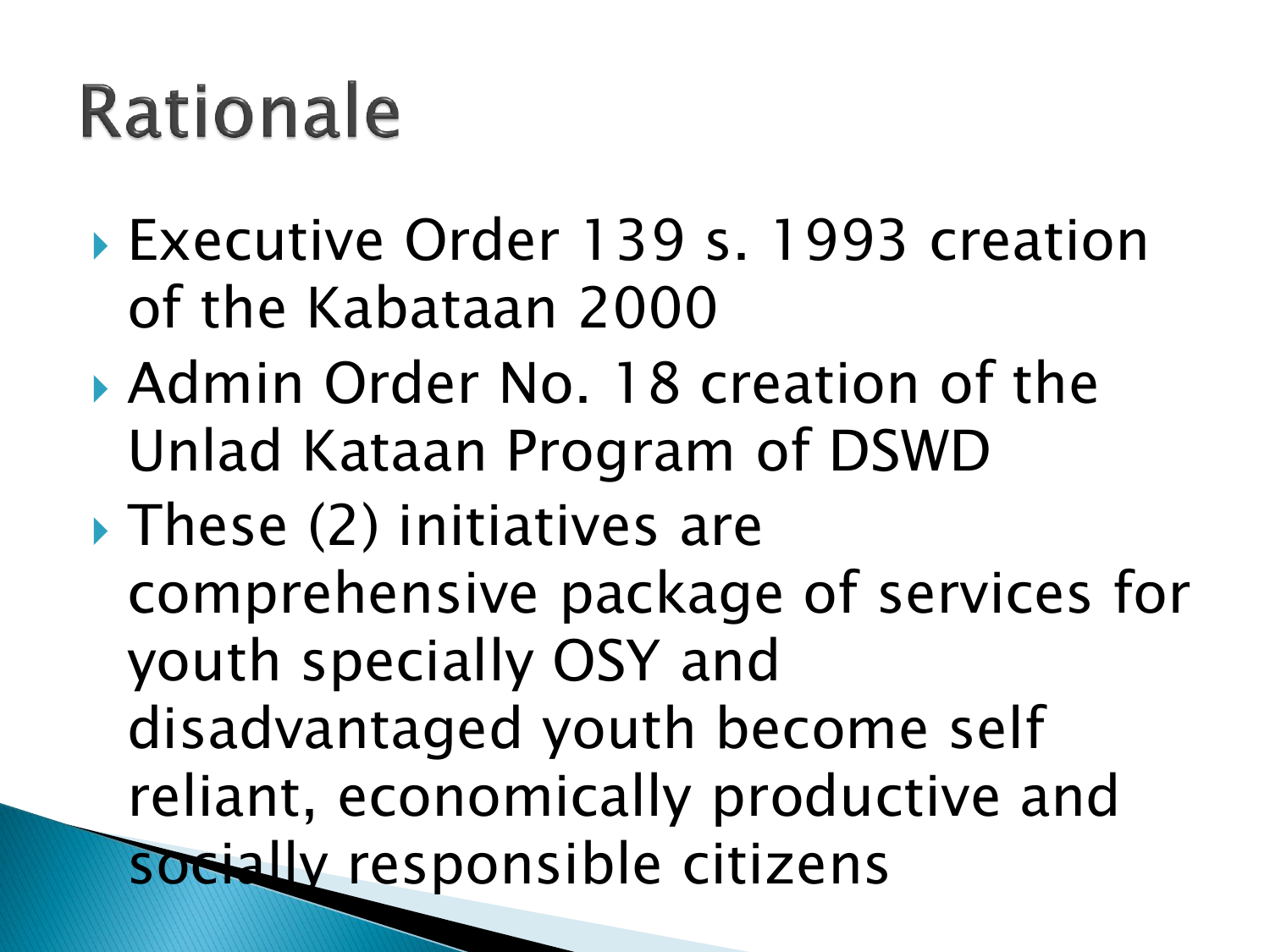# Rationale

- Executive Order 139 s. 1993 creation of the Kabataan 2000
- Admin Order No. 18 creation of the Unlad Kataan Program of DSWD
- These (2) initiatives are comprehensive package of services for youth specially OSY and disadvantaged youth become self reliant, economically productive and socially responsible citizens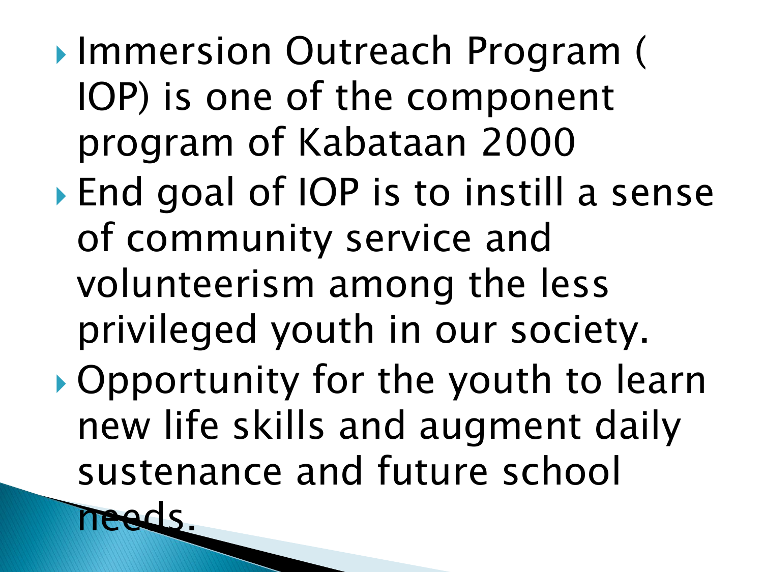- Immersion Outreach Program ( IOP) is one of the component program of Kabataan 2000
- End goal of IOP is to instill a sense of community service and volunteerism among the less privileged youth in our society.
- Opportunity for the youth to learn new life skills and augment daily sustenance and future school needs.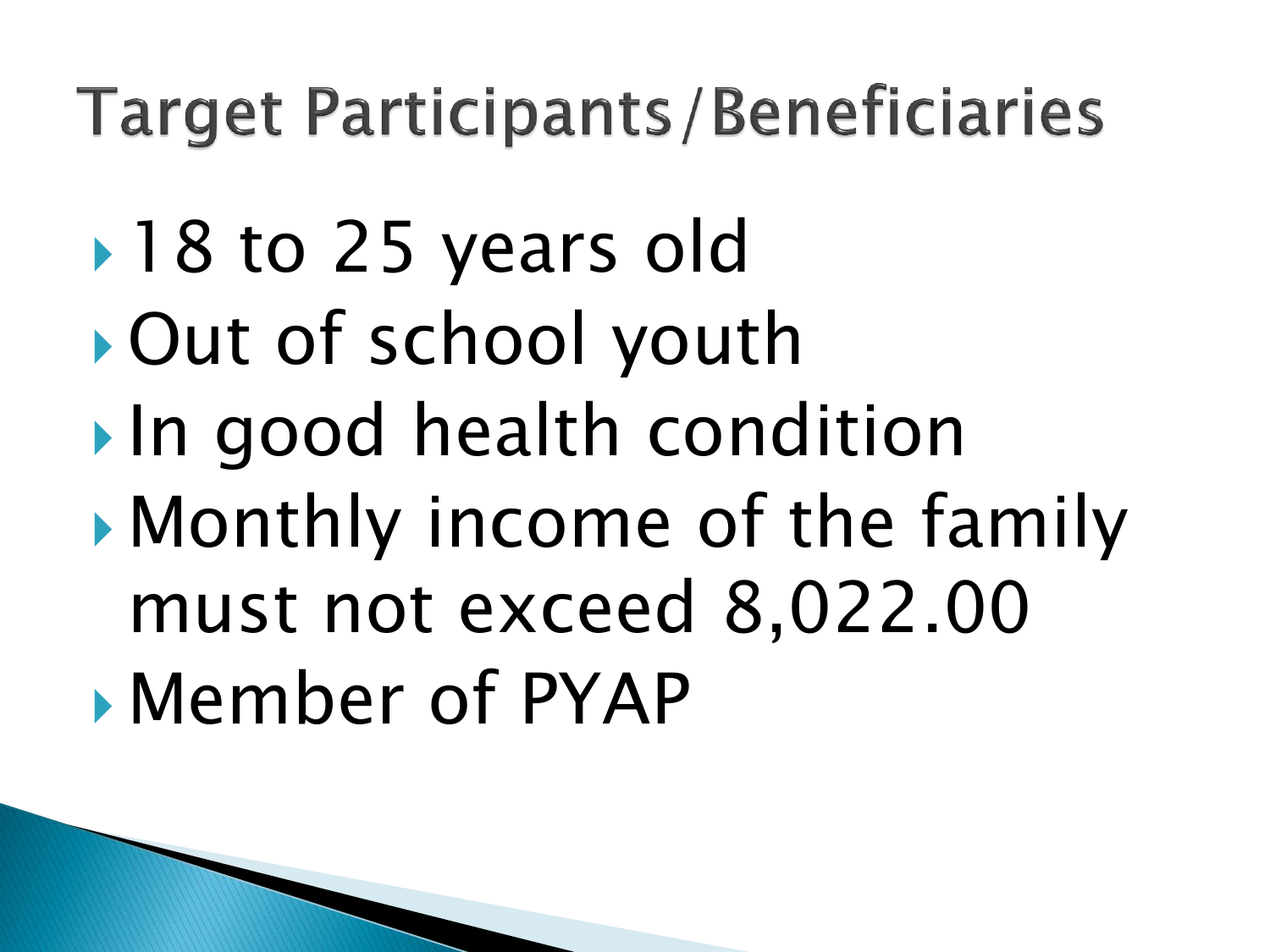# Target Participants/Beneficiaries

- 18 to 25 years old
- Out of school youth
- In good health condition
- Monthly income of the family must not exceed 8,022.00
- Member of PYAP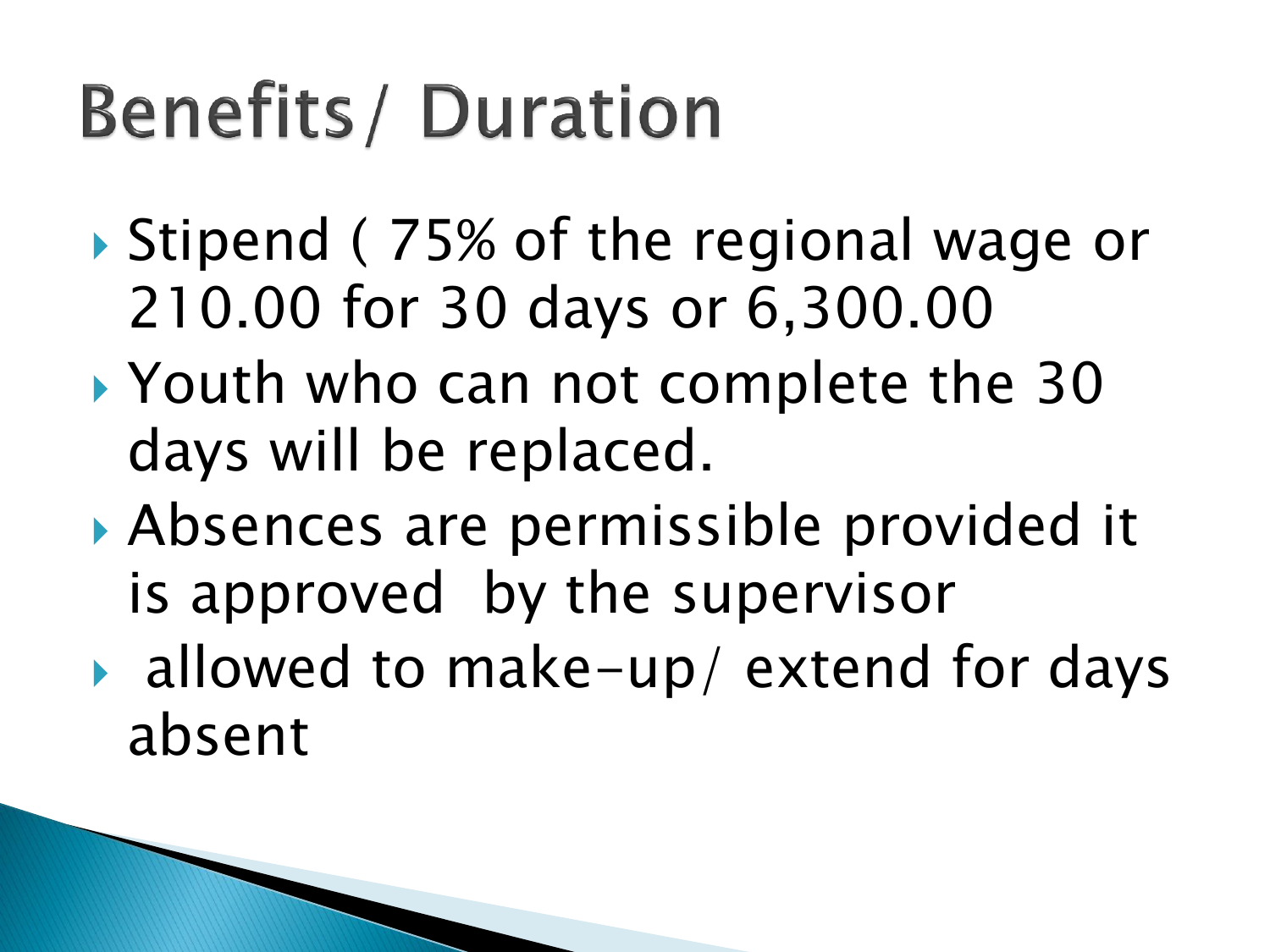# Benefits/ Duration

- Stipend ( 75% of the regional wage or 210.00 for 30 days or 6,300.00
- Youth who can not complete the 30 days will be replaced.
- Absences are permissible provided it is approved by the supervisor
- allowed to make-up/ extend for days absent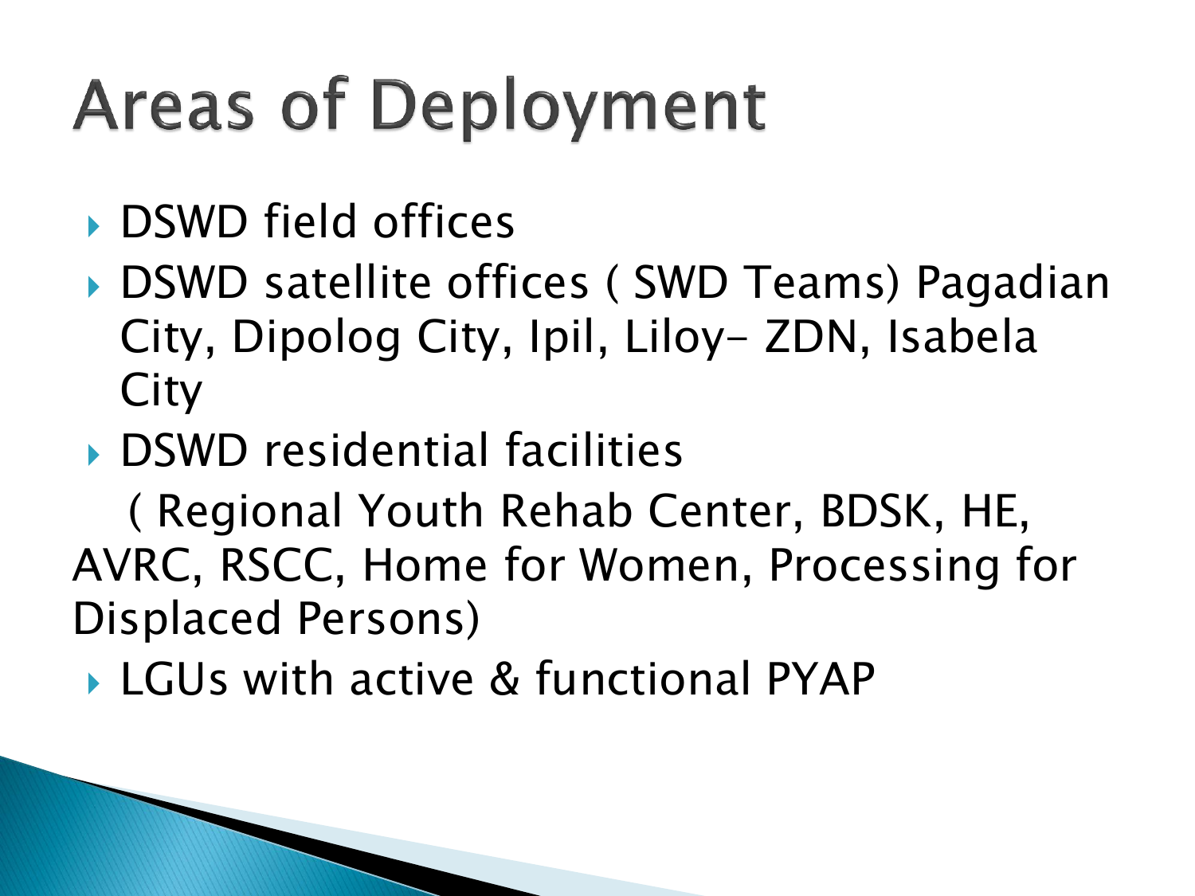# Areas of Deployment

- DSWD field offices
- DSWD satellite offices ( SWD Teams) Pagadian City, Dipolog City, Ipil, Liloy- ZDN, Isabela City
- DSWD residential facilities

  ( Regional Youth Rehab Center, BDSK, HE, AVRC, RSCC, Home for Women, Processing for Displaced Persons)
- LGUs with active & functional PYAP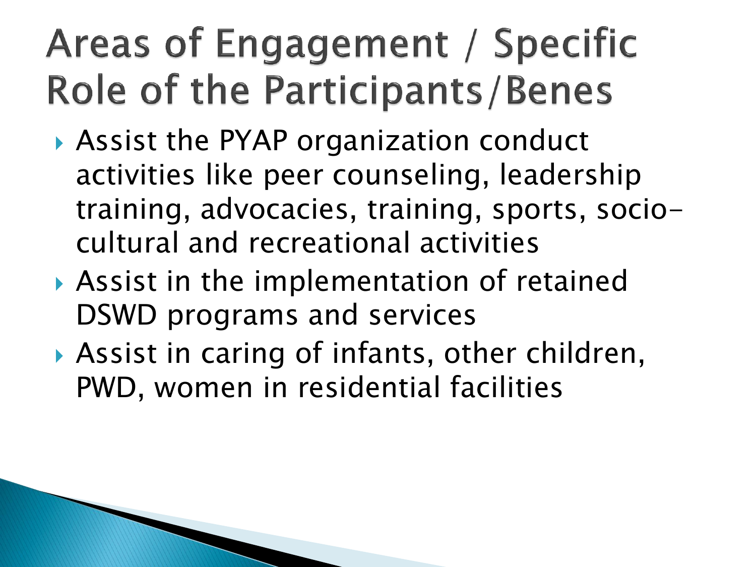# Areas of Engagement / Specific Role of the Participants/Benes

- Assist the PYAP organization conduct activities like peer counseling, leadership training, advocacies, training, sports, socio-cultural and recreational activities
- Assist in the implementation of retained DSWD programs and services
- Assist in caring of infants, other children, PWD, women in residential facilities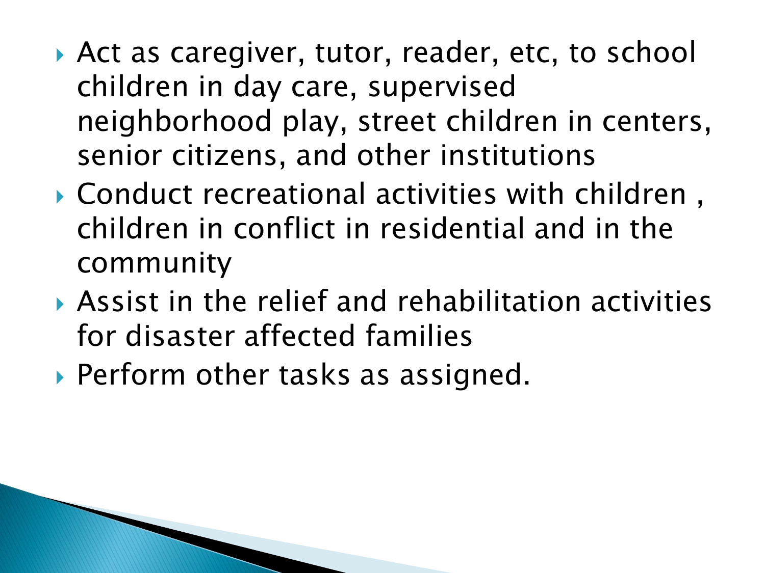- Act as caregiver, tutor, reader, etc, to school children in day care, supervised neighborhood play, street children in centers, senior citizens, and other institutions
- Conduct recreational activities with children , children in conflict in residential and in the community
- Assist in the relief and rehabilitation activities for disaster affected families
- Perform other tasks as assigned.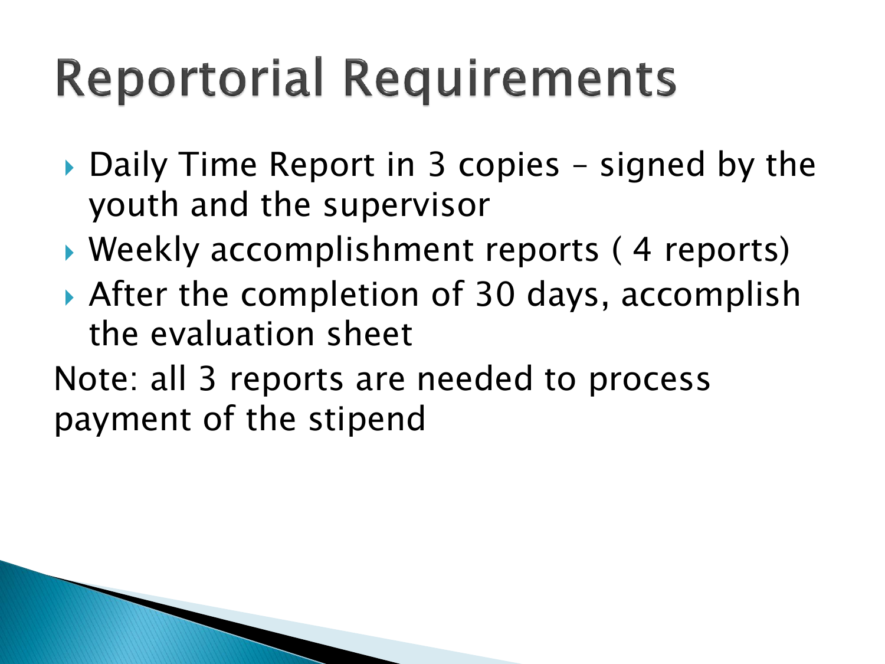# Reportorial Requirements

- Daily Time Report in 3 copies – signed by the youth and the supervisor
- Weekly accomplishment reports ( 4 reports)
- After the completion of 30 days, accomplish the evaluation sheet

Note: all 3 reports are needed to process payment of the stipend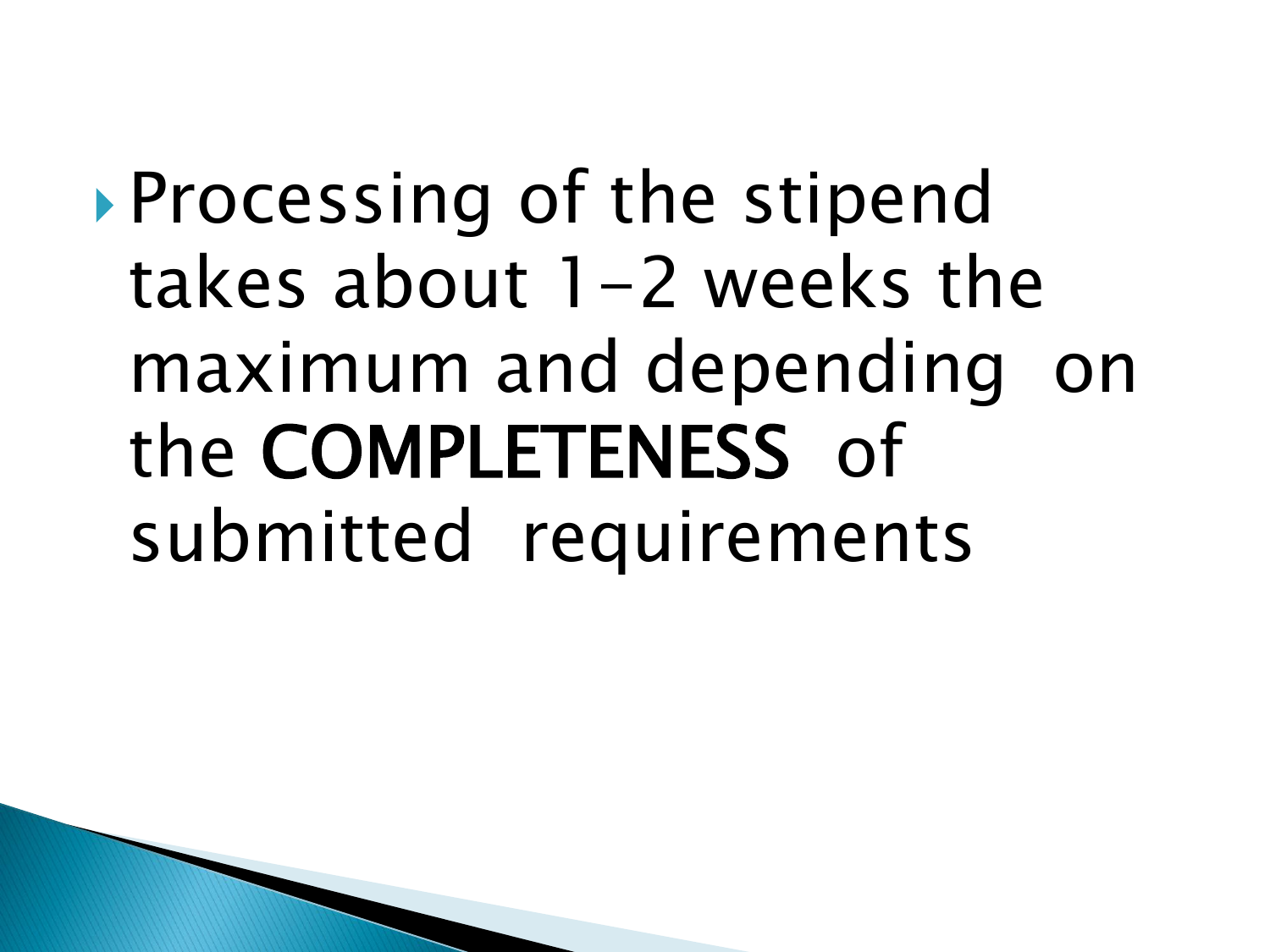- Processing of the stipend takes about 1-2 weeks the maximum and depending on the **COMPLETENESS** of submitted requirements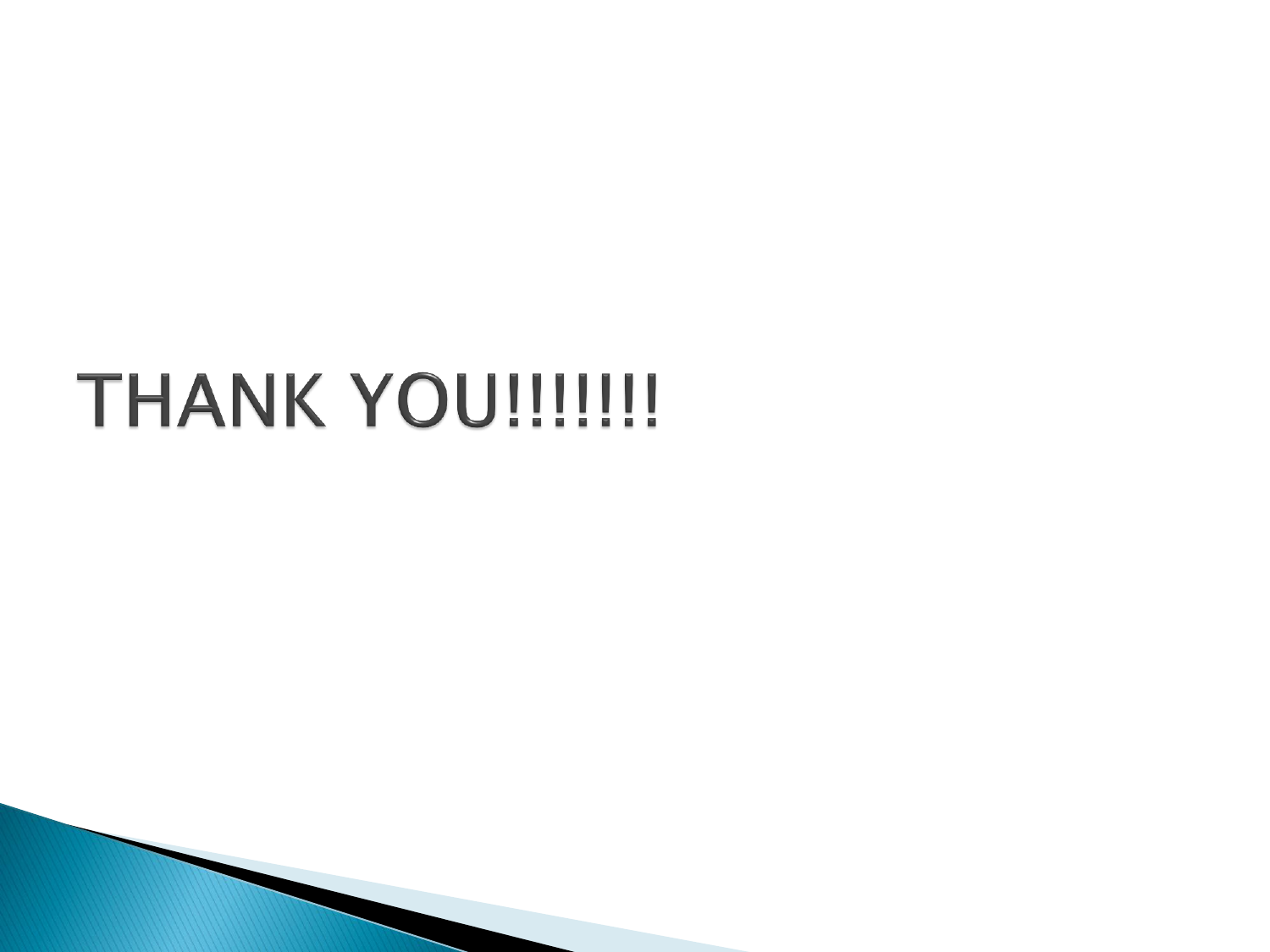# THANK YOU!!!!!!!